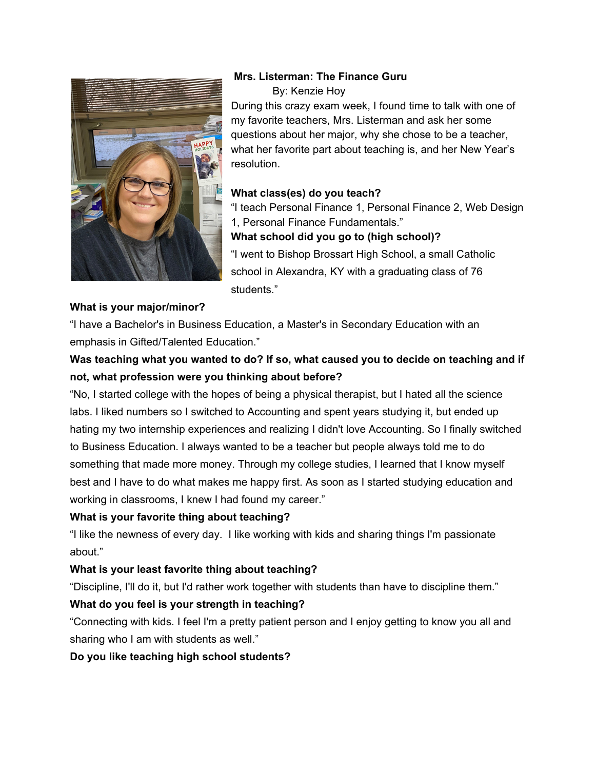**Mrs. Listerman: The Finance Guru**

By: Kenzie Hoy

During this crazy exam week, I found time to talk with one of my favorite teachers, Mrs. Listerman and ask her some questions about her major, why she chose to be a teacher, what her favorite part about teaching is, and her New Year's resolution.

**What class(es) do you teach?**

"I teach Personal Finance 1, Personal Finance 2, Web Design 1, Personal Finance Fundamentals."

**What school did you go to (high school)?**

"I went to Bishop Brossart High School, a small Catholic school in Alexandra, KY with a graduating class of 76 students."

**What is your major/minor?**

"I have a Bachelor's in Business Education, a Master's in Secondary Education with an emphasis in Gifted/Talented Education."

**Was teaching what you wanted to do? If so, what caused you to decide on teaching and if not, what profession were you thinking about before?**

"No, I started college with the hopes of being a physical therapist, but I hated all the science labs. I liked numbers so I switched to Accounting and spent years studying it, but ended up hating my two internship experiences and realizing I didn't love Accounting. So I finally switched to Business Education. I always wanted to be a teacher but people always told me to do something that made more money. Through my college studies, I learned that I know myself best and I have to do what makes me happy first. As soon as I started studying education and working in classrooms, I knew I had found my career."

**What is your favorite thing about teaching?**

"I like the newness of every day. I like working with kids and sharing things I'm passionate about."

**What is your least favorite thing about teaching?**

"Discipline, I'll do it, but I'd rather work together with students than have to discipline them."

**What do you feel is your strength in teaching?**

"Connecting with kids. I feel I'm a pretty patient person and I enjoy getting to know you all and sharing who I am with students as well."

**Do you like teaching high school students?**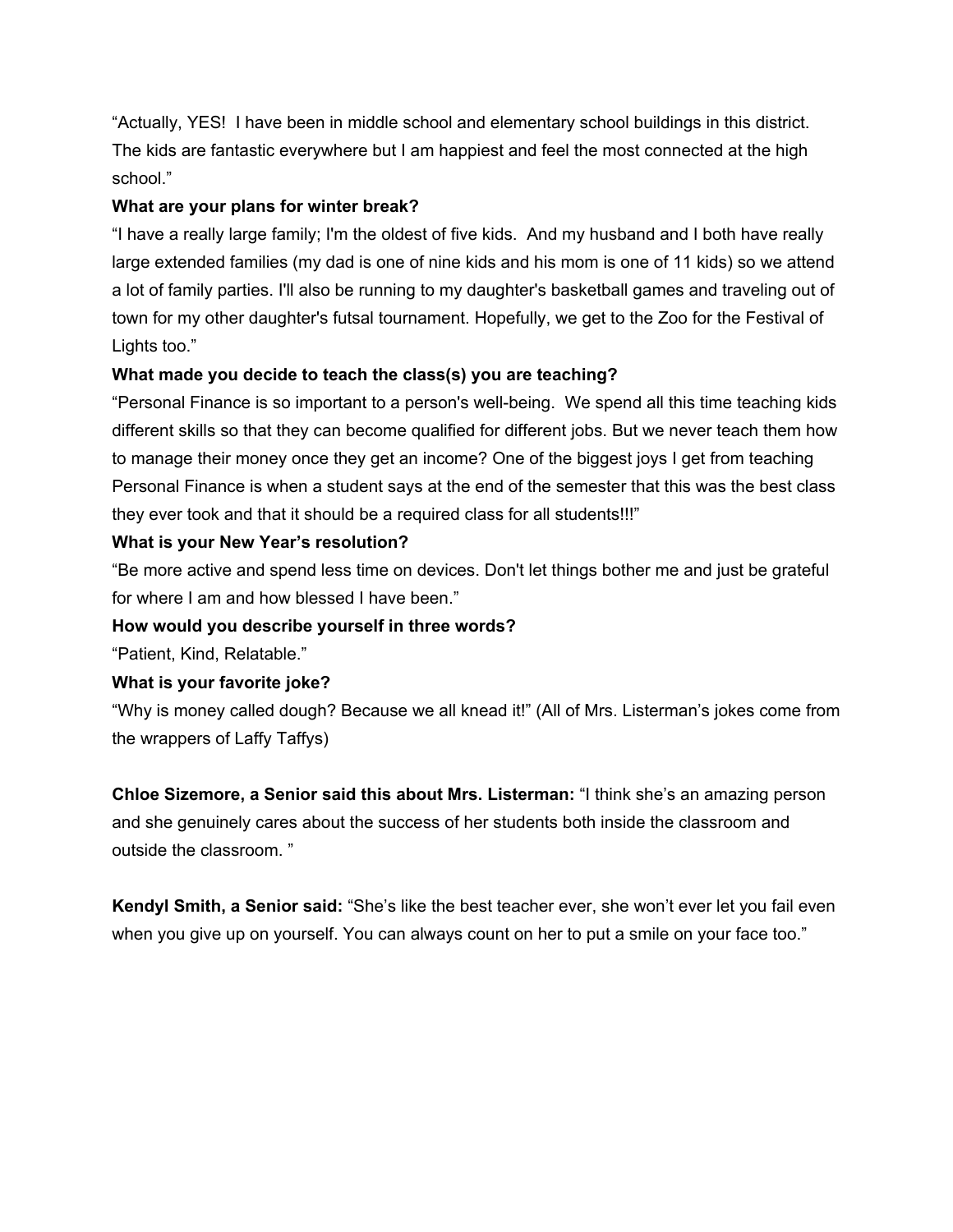"Actually, YES!  I have been in middle school and elementary school buildings in this district. The kids are fantastic everywhere but I am happiest and feel the most connected at the high school."

**What are your plans for winter break?**

"I have a really large family; I'm the oldest of five kids.  And my husband and I both have really large extended families (my dad is one of nine kids and his mom is one of 11 kids) so we attend a lot of family parties. I'll also be running to my daughter's basketball games and traveling out of town for my other daughter's futsal tournament. Hopefully, we get to the Zoo for the Festival of Lights too."

**What made you decide to teach the class(s) you are teaching?**

"Personal Finance is so important to a person's well-being.  We spend all this time teaching kids different skills so that they can become qualified for different jobs. But we never teach them how to manage their money once they get an income? One of the biggest joys I get from teaching Personal Finance is when a student says at the end of the semester that this was the best class they ever took and that it should be a required class for all students!!!"

**What is your New Year's resolution?**

"Be more active and spend less time on devices. Don't let things bother me and just be grateful for where I am and how blessed I have been."

**How would you describe yourself in three words?**

"Patient, Kind, Relatable."

**What is your favorite joke?**

"Why is money called dough? Because we all knead it!" (All of Mrs. Listerman's jokes come from the wrappers of Laffy Taffys)

**Chloe Sizemore, a Senior said this about Mrs. Listerman:** "I think she's an amazing person and she genuinely cares about the success of her students both inside the classroom and outside the classroom. "

**Kendyl Smith, a Senior said:** "She's like the best teacher ever, she won't ever let you fail even when you give up on yourself. You can always count on her to put a smile on your face too."